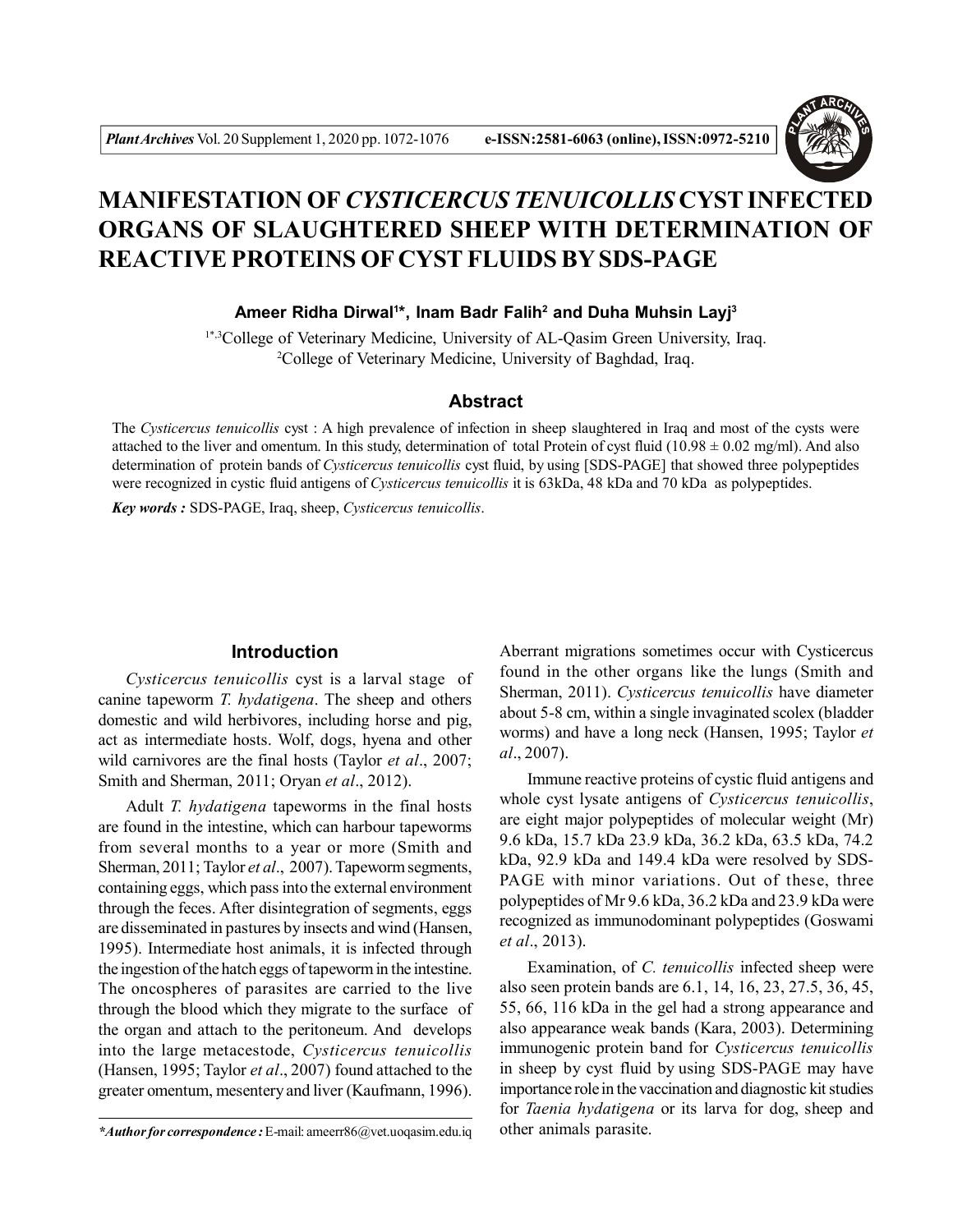# MANIFESTATION OF *CYSTICERCUS TENUICOLLIS* CYST INFECTED ORGANS OF SLAUGHTERED SHEEP WITH DETERMINATION OF REACTIVE PROTEINS OF CYST FLUIDS BY SDS-PAGE

**Ameer Ridha Dirwal[1]\*, Inam Badr Falih[2] and Duha Muhsin Layj[3]**

[1\*,3]College of Veterinary Medicine, University of AL-Qasim Green University, Iraq.
[2]College of Veterinary Medicine, University of Baghdad, Iraq.

## Abstract

The *Cysticercus tenuicollis* cyst : A high prevalence of infection in sheep slaughtered in Iraq and most of the cysts were attached to the liver and omentum. In this study, determination of total Protein of cyst fluid (10.98 ± 0.02 mg/ml). And also determination of protein bands of *Cysticercus tenuicollis* cyst fluid, by using [SDS-PAGE] that showed three polypeptides were recognized in cystic fluid antigens of *Cysticercus tenuicollis* it is 63kDa, 48 kDa and 70 kDa as polypeptides.

***Key words :*** SDS-PAGE, Iraq, sheep, *Cysticercus tenuicollis*.

## Introduction

*Cysticercus tenuicollis* cyst is a larval stage of canine tapeworm *T. hydatigena*. The sheep and others domestic and wild herbivores, including horse and pig, act as intermediate hosts. Wolf, dogs, hyena and other wild carnivores are the final hosts (Taylor *et al*., 2007; Smith and Sherman, 2011; Oryan *et al*., 2012).

Adult *T. hydatigena* tapeworms in the final hosts are found in the intestine, which can harbour tapeworms from several months to a year or more (Smith and Sherman, 2011; Taylor *et al*., 2007). Tapeworm segments, containing eggs, which pass into the external environment through the feces. After disintegration of segments, eggs are disseminated in pastures by insects and wind (Hansen, 1995). Intermediate host animals, it is infected through the ingestion of the hatch eggs of tapeworm in the intestine. The oncospheres of parasites are carried to the live through the blood which they migrate to the surface of the organ and attach to the peritoneum. And develops into the large metacestode, *Cysticercus tenuicollis* (Hansen, 1995; Taylor *et al*., 2007) found attached to the greater omentum, mesentery and liver (Kaufmann, 1996). Aberrant migrations sometimes occur with Cysticercus found in the other organs like the lungs (Smith and Sherman, 2011). *Cysticercus tenuicollis* have diameter about 5-8 cm, within a single invaginated scolex (bladder worms) and have a long neck (Hansen, 1995; Taylor *et al*., 2007).

Immune reactive proteins of cystic fluid antigens and whole cyst lysate antigens of *Cysticercus tenuicollis*, are eight major polypeptides of molecular weight (Mr) 9.6 kDa, 15.7 kDa 23.9 kDa, 36.2 kDa, 63.5 kDa, 74.2 kDa, 92.9 kDa and 149.4 kDa were resolved by SDS-PAGE with minor variations. Out of these, three polypeptides of Mr 9.6 kDa, 36.2 kDa and 23.9 kDa were recognized as immunodominant polypeptides (Goswami *et al*., 2013).

Examination, of *C. tenuicollis* infected sheep were also seen protein bands are 6.1, 14, 16, 23, 27.5, 36, 45, 55, 66, 116 kDa in the gel had a strong appearance and also appearance weak bands (Kara, 2003). Determining immunogenic protein band for *Cysticercus tenuicollis* in sheep by cyst fluid by using SDS-PAGE may have importance role in the vaccination and diagnostic kit studies for *Taenia hydatigena* or its larva for dog, sheep and other animals parasite.

***\*Author for correspondence :*** E-mail: ameerr86@vet.uoqasim.edu.iq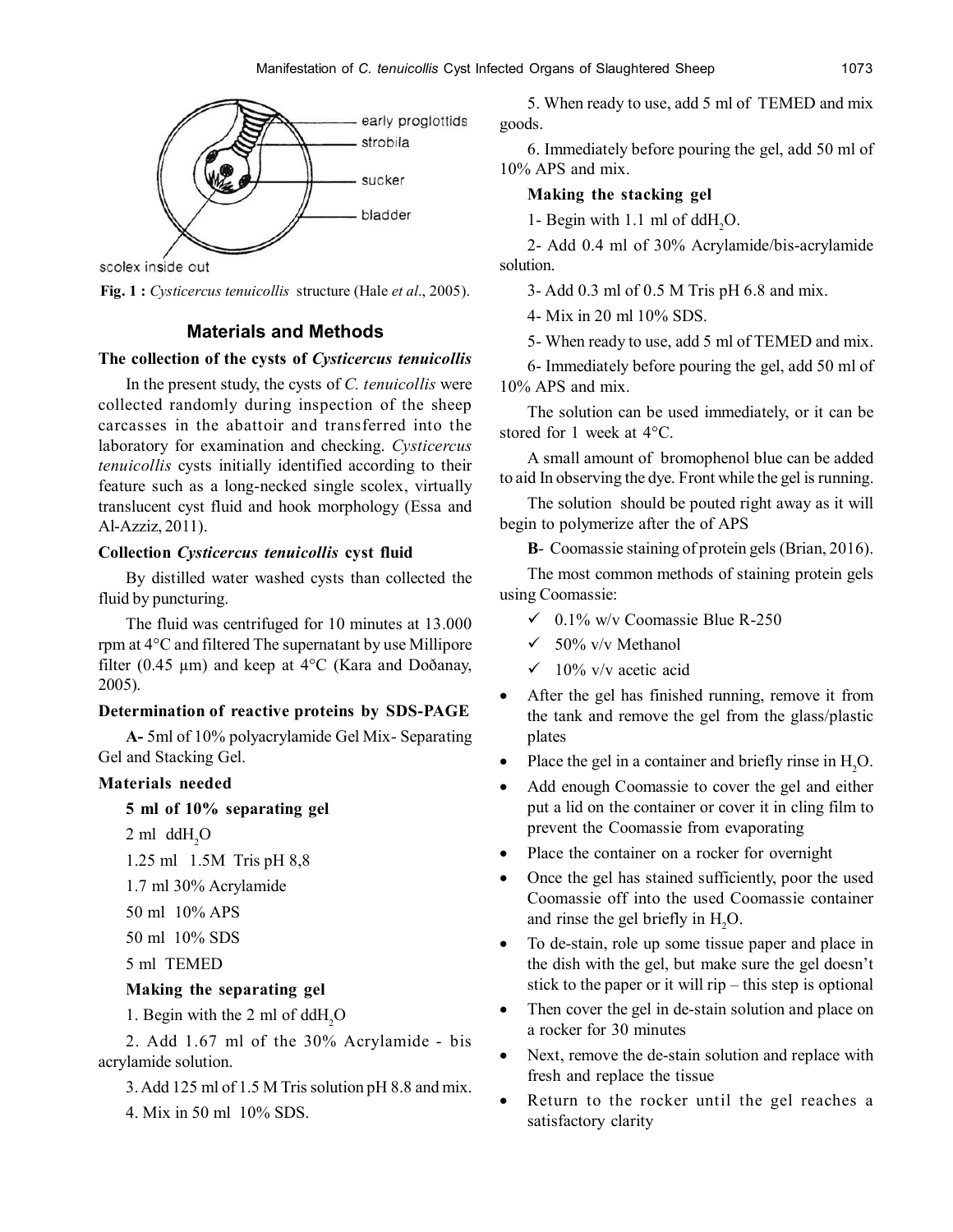scolex inside out

early proglottids

strobila

sucker

bladder

**Fig. 1 :** *Cysticercus tenuicollis* structure (Hale *et al*., 2005).

## Materials and Methods

### The collection of the cysts of *Cysticercus tenuicollis*

In the present study, the cysts of *C. tenuicollis* were collected randomly during inspection of the sheep carcasses in the abattoir and transferred into the laboratory for examination and checking. *Cysticercus tenuicollis* cysts initially identified according to their feature such as a long-necked single scolex, virtually translucent cyst fluid and hook morphology (Essa and Al-Azziz, 2011).

### Collection *Cysticercus tenuicollis* cyst fluid

By distilled water washed cysts than collected the fluid by puncturing.

The fluid was centrifuged for 10 minutes at 13.000 rpm at 4°C and filtered The supernatant by use Millipore filter (0.45 µm) and keep at 4°C (Kara and Doðanay, 2005).

### Determination of reactive proteins by SDS-PAGE

**A-** 5ml of 10% polyacrylamide Gel Mix- Separating Gel and Stacking Gel.

### Materials needed

**5 ml of 10% separating gel**

2 ml ddH$_2$O

1.25 ml 1.5M Tris pH 8,8

1.7 ml 30% Acrylamide

50 ml 10% APS

50 ml 10% SDS

5 ml TEMED

**Making the separating gel**

1. Begin with the 2 ml of ddH$_2$O
2. Add 1.67 ml of the 30% Acrylamide - bis acrylamide solution.
3. Add 125 ml of 1.5 M Tris solution pH 8.8 and mix.
4. Mix in 50 ml 10% SDS.
5. When ready to use, add 5 ml of TEMED and mix goods.
6. Immediately before pouring the gel, add 50 ml of 10% APS and mix.

**Making the stacking gel**

1- Begin with 1.1 ml of ddH$_2$O.

2- Add 0.4 ml of 30% Acrylamide/bis-acrylamide solution.

3- Add 0.3 ml of 0.5 M Tris pH 6.8 and mix.

4- Mix in 20 ml 10% SDS.

5- When ready to use, add 5 ml of TEMED and mix.

6- Immediately before pouring the gel, add 50 ml of 10% APS and mix.

The solution can be used immediately, or it can be stored for 1 week at 4°C.

A small amount of bromophenol blue can be added to aid In observing the dye. Front while the gel is running.

The solution should be pouted right away as it will begin to polymerize after the of APS

**B**- Coomassie staining of protein gels (Brian, 2016).

The most common methods of staining protein gels using Coomassie:

- ✓ 0.1% w/v Coomassie Blue R-250
- ✓ 50% v/v Methanol
- ✓ 10% v/v acetic acid

- After the gel has finished running, remove it from the tank and remove the gel from the glass/plastic plates
- Place the gel in a container and briefly rinse in H$_2$O.
- Add enough Coomassie to cover the gel and either put a lid on the container or cover it in cling film to prevent the Coomassie from evaporating
- Place the container on a rocker for overnight
- Once the gel has stained sufficiently, poor the used Coomassie off into the used Coomassie container and rinse the gel briefly in H$_2$O.
- To de-stain, role up some tissue paper and place in the dish with the gel, but make sure the gel doesn't stick to the paper or it will rip – this step is optional
- Then cover the gel in de-stain solution and place on a rocker for 30 minutes
- Next, remove the de-stain solution and replace with fresh and replace the tissue
- Return to the rocker until the gel reaches a satisfactory clarity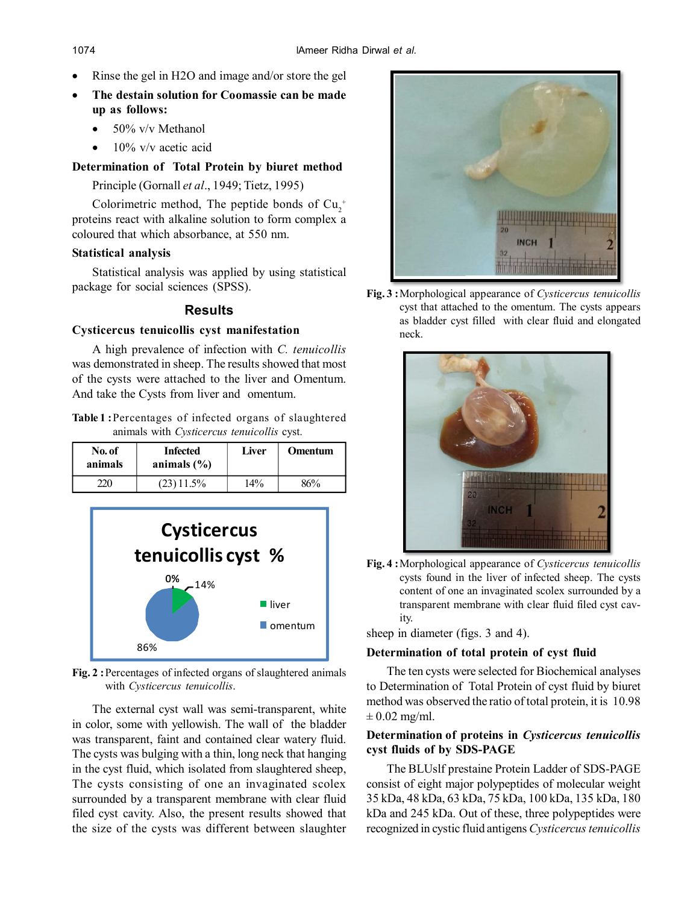- Rinse the gel in H2O and image and/or store the gel
- **The destain solution for Coomassie can be made up as follows:**
  - 50% v/v Methanol
  - 10% v/v acetic acid

### Determination of Total Protein by biuret method

Principle (Gornall *et al*., 1949; Tietz, 1995)

Colorimetric method, The peptide bonds of $Cu_2^+$ proteins react with alkaline solution to form complex a coloured that which absorbance, at 550 nm.

### Statistical analysis

Statistical analysis was applied by using statistical package for social sciences (SPSS).

## Results

### Cysticercus tenuicollis cyst manifestation

A high prevalence of infection with *C. tenuicollis* was demonstrated in sheep. The results showed that most of the cysts were attached to the liver and Omentum. And take the Cysts from liver and omentum.

**Table 1 :** Percentages of infected organs of slaughtered animals with *Cysticercus tenuicollis* cyst.

| No. of animals | Infected animals (%) | Liver | Omentum |
|---|---|---|---|
| 220 | (23) 11.5% | 14% | 86% |

**Fig. 2 :** Percentages of infected organs of slaughtered animals with *Cysticercus tenuicollis*.

The external cyst wall was semi-transparent, white in color, some with yellowish. The wall of the bladder was transparent, faint and contained clear watery fluid. The cysts was bulging with a thin, long neck that hanging in the cyst fluid, which isolated from slaughtered sheep, The cysts consisting of one an invaginated scolex surrounded by a transparent membrane with clear fluid filed cyst cavity. Also, the present results showed that the size of the cysts was different between slaughter sheep in diameter (figs. 3 and 4).

**Fig. 3 :** Morphological appearance of *Cysticercus tenuicollis* cyst that attached to the omentum. The cysts appears as bladder cyst filled with clear fluid and elongated neck.

**Fig. 4 :** Morphological appearance of *Cysticercus tenuicollis* cysts found in the liver of infected sheep. The cysts content of one an invaginated scolex surrounded by a transparent membrane with clear fluid filed cyst cavity.

### Determination of total protein of cyst fluid

The ten cysts were selected for Biochemical analyses to Determination of Total Protein of cyst fluid by biuret method was observed the ratio of total protein, it is 10.98 $\pm$ 0.02 mg/ml.

### Determination of proteins in *Cysticercus tenuicollis* cyst fluids of by SDS-PAGE

The BLUslf prestaine Protein Ladder of SDS-PAGE consist of eight major polypeptides of molecular weight 35 kDa, 48 kDa, 63 kDa, 75 kDa, 100 kDa, 135 kDa, 180 kDa and 245 kDa. Out of these, three polypeptides were recognized in cystic fluid antigens *Cysticercus tenuicollis*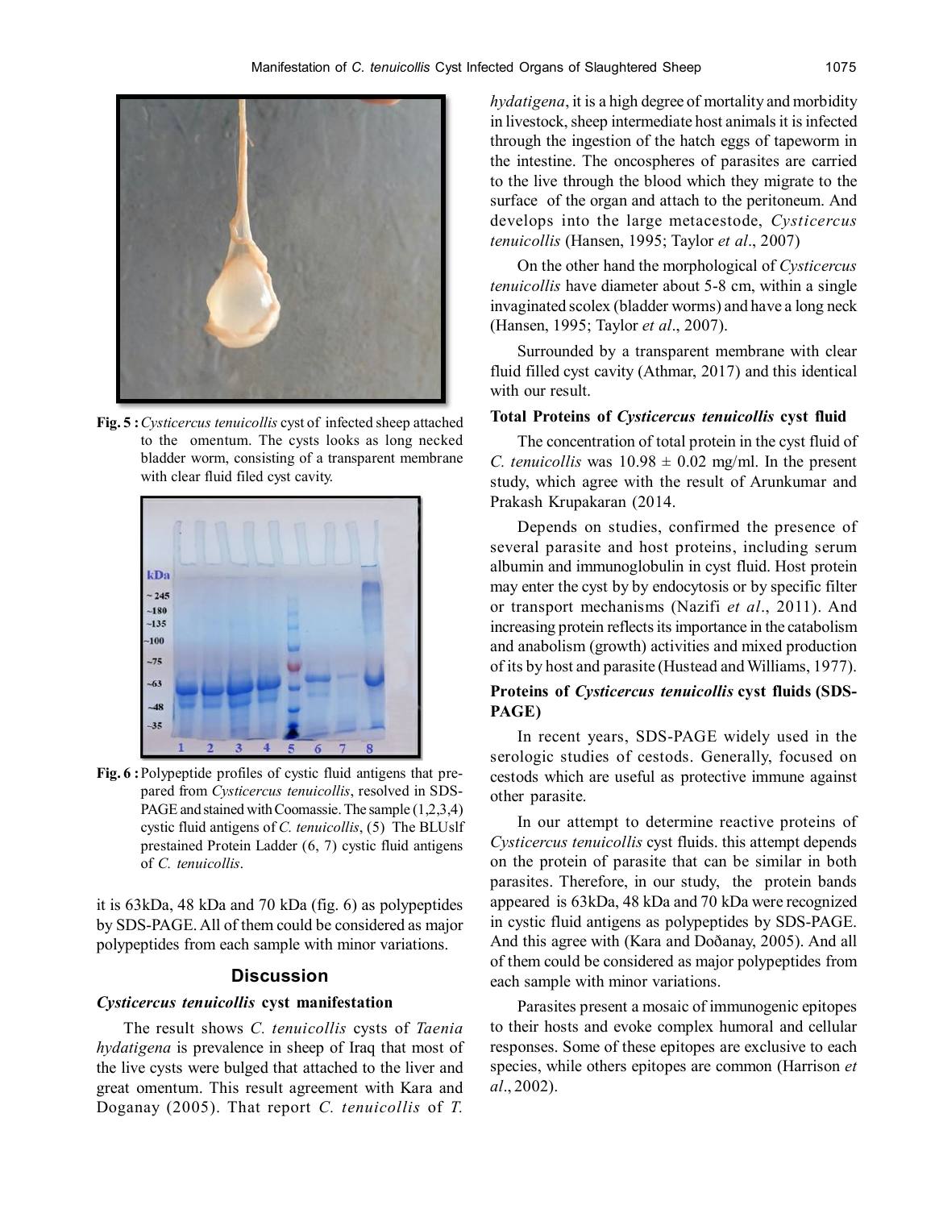**Fig. 5 :** *Cysticercus tenuicollis* cyst of infected sheep attached to the omentum. The cysts looks as long necked bladder worm, consisting of a transparent membrane with clear fluid filed cyst cavity.

**Fig. 6 :** Polypeptide profiles of cystic fluid antigens that prepared from *Cysticercus tenuicollis*, resolved in SDS-PAGE and stained with Coomassie. The sample (1,2,3,4) cystic fluid antigens of *C. tenuicollis*, (5) The BLUslf prestained Protein Ladder (6, 7) cystic fluid antigens of *C. tenuicollis*.

it is 63kDa, 48 kDa and 70 kDa (fig. 6) as polypeptides by SDS-PAGE. All of them could be considered as major polypeptides from each sample with minor variations.

## Discussion

### *Cysticercus tenuicollis* cyst manifestation

The result shows *C. tenuicollis* cysts of *Taenia hydatigena* is prevalence in sheep of Iraq that most of the live cysts were bulged that attached to the liver and great omentum. This result agreement with Kara and Doganay (2005). That report *C. tenuicollis* of *T. hydatigena*, it is a high degree of mortality and morbidity in livestock, sheep intermediate host animals it is infected through the ingestion of the hatch eggs of tapeworm in the intestine. The oncospheres of parasites are carried to the live through the blood which they migrate to the surface of the organ and attach to the peritoneum. And develops into the large metacestode, *Cysticercus tenuicollis* (Hansen, 1995; Taylor *et al*., 2007)

On the other hand the morphological of *Cysticercus tenuicollis* have diameter about 5-8 cm, within a single invaginated scolex (bladder worms) and have a long neck (Hansen, 1995; Taylor *et al*., 2007).

Surrounded by a transparent membrane with clear fluid filled cyst cavity (Athmar, 2017) and this identical with our result.

### Total Proteins of *Cysticercus tenuicollis* cyst fluid

The concentration of total protein in the cyst fluid of *C. tenuicollis* was $10.98 \pm 0.02$ mg/ml. In the present study, which agree with the result of Arunkumar and Prakash Krupakaran (2014.

Depends on studies, confirmed the presence of several parasite and host proteins, including serum albumin and immunoglobulin in cyst fluid. Host protein may enter the cyst by by endocytosis or by specific filter or transport mechanisms (Nazifi *et al*., 2011). And increasing protein reflects its importance in the catabolism and anabolism (growth) activities and mixed production of its by host and parasite (Hustead and Williams, 1977).

### Proteins of *Cysticercus tenuicollis* cyst fluids (SDS-PAGE)

In recent years, SDS-PAGE widely used in the serologic studies of cestods. Generally, focused on cestods which are useful as protective immune against other parasite.

In our attempt to determine reactive proteins of *Cysticercus tenuicollis* cyst fluids. this attempt depends on the protein of parasite that can be similar in both parasites. Therefore, in our study, the protein bands appeared is 63kDa, 48 kDa and 70 kDa were recognized in cystic fluid antigens as polypeptides by SDS-PAGE. And this agree with (Kara and Doðanay, 2005). And all of them could be considered as major polypeptides from each sample with minor variations.

Parasites present a mosaic of immunogenic epitopes to their hosts and evoke complex humoral and cellular responses. Some of these epitopes are exclusive to each species, while others epitopes are common (Harrison *et al*., 2002).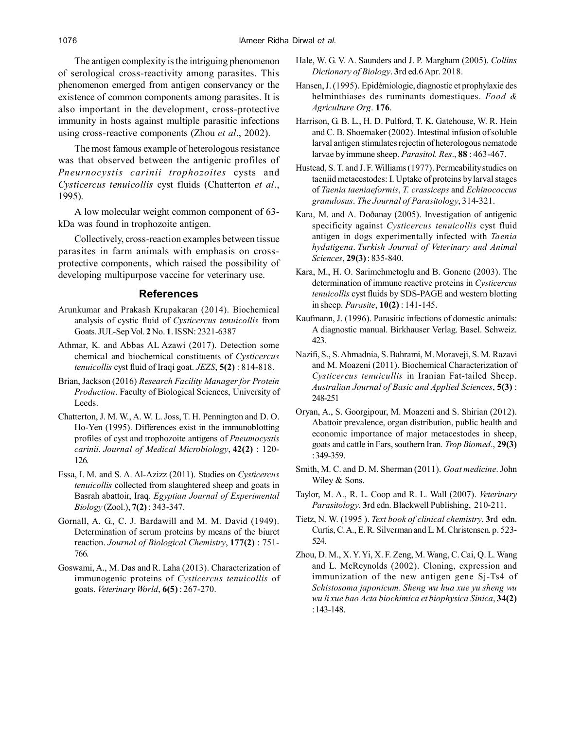The antigen complexity is the intriguing phenomenon of serological cross-reactivity among parasites. This phenomenon emerged from antigen conservancy or the existence of common components among parasites. It is also important in the development, cross-protective immunity in hosts against multiple parasitic infections using cross-reactive components (Zhou *et al*., 2002).

The most famous example of heterologous resistance was that observed between the antigenic profiles of *Pneurnocystis carinii trophozoites* cysts and *Cysticercus tenuicollis* cyst fluids (Chatterton *et al*., 1995).

A low molecular weight common component of 63-kDa was found in trophozoite antigen.

Collectively, cross-reaction examples between tissue parasites in farm animals with emphasis on cross-protective components, which raised the possibility of developing multipurpose vaccine for veterinary use.

## References

Arunkumar and Prakash Krupakaran (2014). Biochemical analysis of cystic fluid of *Cysticercus tenuicollis* from Goats. JUL-Sep Vol. **2** No. **1**. ISSN: 2321-6387

Athmar, K. and Abbas AL Azawi (2017). Detection some chemical and biochemical constituents of *Cysticercus tenuicollis* cyst fluid of Iraqi goat. *JEZS*, **5(2)** : 814-818.

Brian, Jackson (2016) *Research Facility Manager for Protein Production*. Faculty of Biological Sciences, University of Leeds.

Chatterton, J. M. W., A. W. L. Joss, T. H. Pennington and D. O. Ho-Yen (1995). Differences exist in the immunoblotting profiles of cyst and trophozoite antigens of *Pneumocystis carinii*. *Journal of Medical Microbiology*, **42(2)** : 120-126.

Essa, I. M. and S. A. Al-Azizz (2011). Studies on *Cysticercus tenuicollis* collected from slaughtered sheep and goats in Basrah abattoir, Iraq. *Egyptian Journal of Experimental Biology* (Zool.), **7(2)** : 343-347.

Gornall, A. G., C. J. Bardawill and M. M. David (1949). Determination of serum proteins by means of the biuret reaction. *Journal of Biological Chemistry*, **177(2)** : 751-766.

Goswami, A., M. Das and R. Laha (2013). Characterization of immunogenic proteins of *Cysticercus tenuicollis* of goats. *Veterinary World*, **6(5)** : 267-270.

Hale, W. G. V. A. Saunders and J. P. Margham (2005). *Collins Dictionary of Biology*. **3**rd ed.6 Apr. 2018.

Hansen, J. (1995). Epidémiologie, diagnostic et prophylaxie des helminthiases des ruminants domestiques. *Food & Agriculture Org*. **176**.

Harrison, G. B. L., H. D. Pulford, T. K. Gatehouse, W. R. Hein and C. B. Shoemaker (2002). Intestinal infusion of soluble larval antigen stimulates rejectin of heterologous nematode larvae by immune sheep. *Parasitol. Res*., **88** : 463-467.

Hustead, S. T. and J. F. Williams (1977). Permeability studies on taeniid metacestodes: I. Uptake of proteins by larval stages of *Taenia taeniaeformis*, *T. crassiceps* and *Echinococcus granulosus*. *The Journal of Parasitology*, 314-321.

Kara, M. and A. Doðanay (2005). Investigation of antigenic specificity against *Cysticercus tenuicollis* cyst fluid antigen in dogs experimentally infected with *Taenia hydatigena*. *Turkish Journal of Veterinary and Animal Sciences*, **29(3)** : 835-840.

Kara, M., H. O. Sarimehmetoglu and B. Gonenc (2003). The determination of immune reactive proteins in *Cysticercus tenuicollis* cyst fluids by SDS-PAGE and western blotting in sheep. *Parasite*, **10(2)** : 141-145.

Kaufmann, J. (1996). Parasitic infections of domestic animals: A diagnostic manual. Birkhauser Verlag. Basel. Schweiz. 423.

Nazifi, S., S. Ahmadnia, S. Bahrami, M. Moraveji, S. M. Razavi and M. Moazeni (2011). Biochemical Characterization of *Cysticercus tenuicullis* in Iranian Fat-tailed Sheep. *Australian Journal of Basic and Applied Sciences*, **5(3)** : 248-251

Oryan, A., S. Goorgipour, M. Moazeni and S. Shirian (2012). Abattoir prevalence, organ distribution, public health and economic importance of major metacestodes in sheep, goats and cattle in Fars, southern Iran. *Trop Biomed*., **29(3)** : 349-359.

Smith, M. C. and D. M. Sherman (2011). *Goat medicine*. John Wiley & Sons.

Taylor, M. A., R. L. Coop and R. L. Wall (2007). *Veterinary Parasitology*. **3**rd edn. Blackwell Publishing, 210-211.

Tietz, N. W. (1995 ). *Text book of clinical chemistry*. **3**rd edn. Curtis, C. A., E. R. Silverman and L. M. Christensen. p. 523-524.

Zhou, D. M., X. Y. Yi, X. F. Zeng, M. Wang, C. Cai, Q. L. Wang and L. McReynolds (2002). Cloning, expression and immunization of the new antigen gene Sj-Ts4 of *Schistosoma japonicum*. *Sheng wu hua xue yu sheng wu wu li xue bao Acta biochimica et biophysica Sinica*, **34(2)** : 143-148.